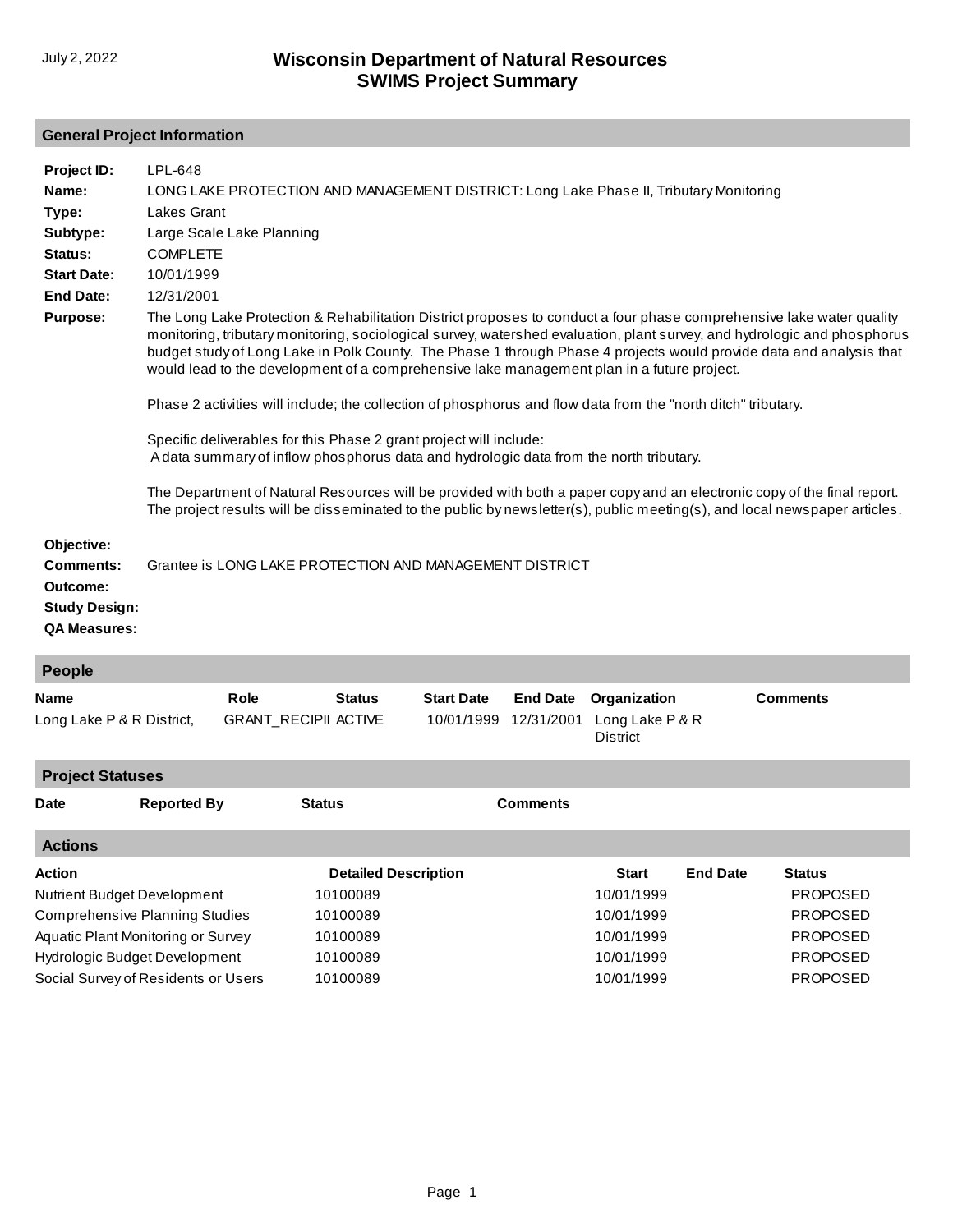# Wisconsin Department of Natural Resources
# SWIMS Project Summary

July 2, 2022

## General Project Information

**Project ID:** LPL-648

**Name:** LONG LAKE PROTECTION AND MANAGEMENT DISTRICT: Long Lake Phase II, Tributary Monitoring

**Type:** Lakes Grant

**Subtype:** Large Scale Lake Planning

**Status:** COMPLETE

**Start Date:** 10/01/1999

**End Date:** 12/31/2001

**Purpose:** The Long Lake Protection & Rehabilitation District proposes to conduct a four phase comprehensive lake water quality monitoring, tributary monitoring, sociological survey, watershed evaluation, plant survey, and hydrologic and phosphorus budget study of Long Lake in Polk County. The Phase 1 through Phase 4 projects would provide data and analysis that would lead to the development of a comprehensive lake management plan in a future project.

Phase 2 activities will include; the collection of phosphorus and flow data from the "north ditch" tributary.

Specific deliverables for this Phase 2 grant project will include:
A data summary of inflow phosphorus data and hydrologic data from the north tributary.

The Department of Natural Resources will be provided with both a paper copy and an electronic copy of the final report. The project results will be disseminated to the public by newsletter(s), public meeting(s), and local newspaper articles.

**Objective:**

**Comments:** Grantee is LONG LAKE PROTECTION AND MANAGEMENT DISTRICT

**Outcome:**

**Study Design:**

**QA Measures:**

## People

| Name | Role | Status | Start Date | End Date | Organization | Comments |
|---|---|---|---|---|---|---|
| Long Lake P & R District, | GRANT_RECIPII | ACTIVE | 10/01/1999 | 12/31/2001 | Long Lake P & R District | |

## Project Statuses

| Date | Reported By | Status | Comments |
|---|---|---|---|

## Actions

| Action | Detailed Description | Start | End Date | Status |
|---|---|---|---|---|
| Nutrient Budget Development | 10100089 | 10/01/1999 | | PROPOSED |
| Comprehensive Planning Studies | 10100089 | 10/01/1999 | | PROPOSED |
| Aquatic Plant Monitoring or Survey | 10100089 | 10/01/1999 | | PROPOSED |
| Hydrologic Budget Development | 10100089 | 10/01/1999 | | PROPOSED |
| Social Survey of Residents or Users | 10100089 | 10/01/1999 | | PROPOSED |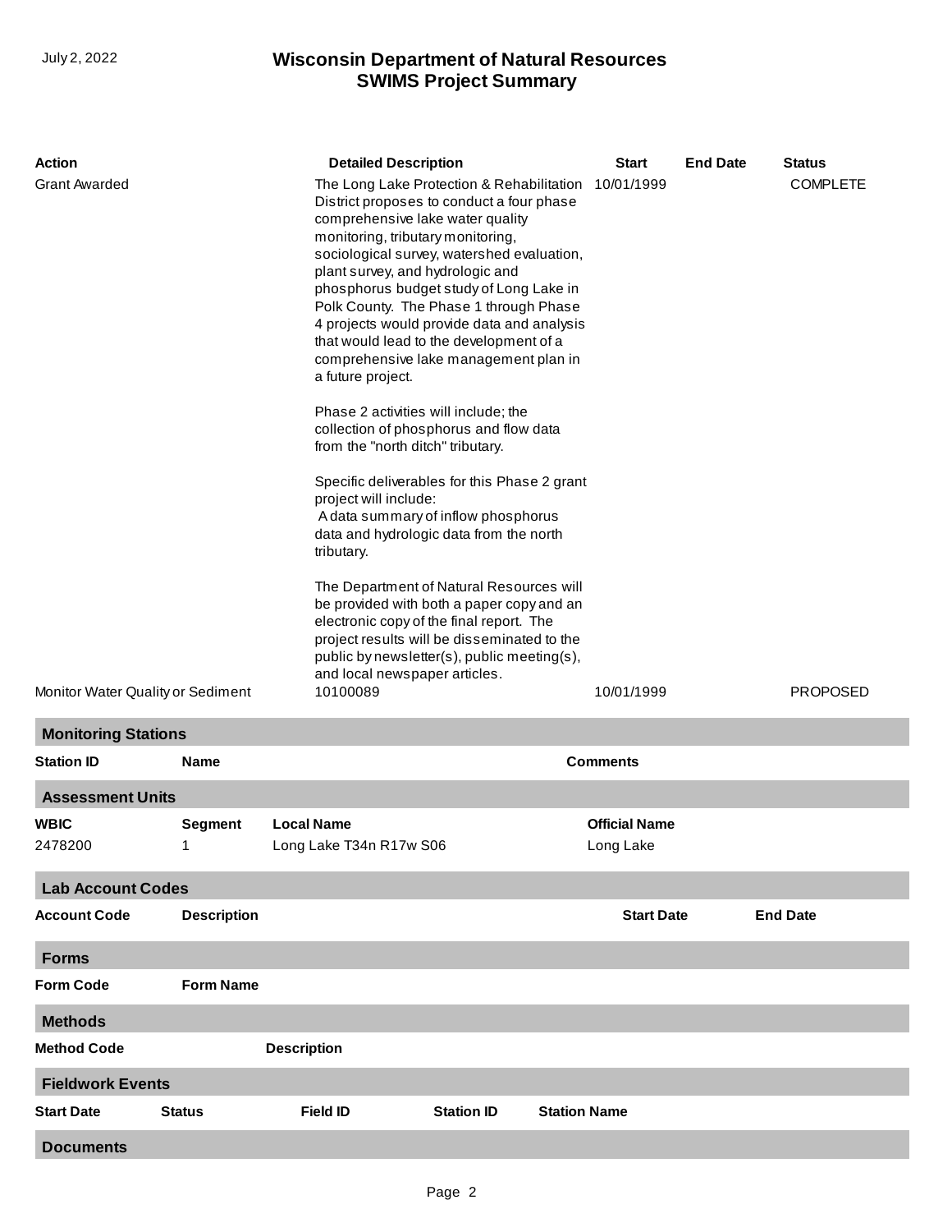# Wisconsin Department of Natural Resources
# SWIMS Project Summary

July 2, 2022

| Action | Detailed Description | Start | End Date | Status |
| --- | --- | --- | --- | --- |
| Grant Awarded | The Long Lake Protection & Rehabilitation District proposes to conduct a four phase comprehensive lake water quality monitoring, tributary monitoring, sociological survey, watershed evaluation, plant survey, and hydrologic and phosphorus budget study of Long Lake in Polk County. The Phase 1 through Phase 4 projects would provide data and analysis that would lead to the development of a comprehensive lake management plan in a future project.<br><br>Phase 2 activities will include; the collection of phosphorus and flow data from the "north ditch" tributary.<br><br>Specific deliverables for this Phase 2 grant project will include:<br>A data summary of inflow phosphorus data and hydrologic data from the north tributary.<br><br>The Department of Natural Resources will be provided with both a paper copy and an electronic copy of the final report. The project results will be disseminated to the public by newsletter(s), public meeting(s), and local newspaper articles. | 10/01/1999 | | COMPLETE |
| Monitor Water Quality or Sediment | 10100089 | 10/01/1999 | | PROPOSED |

## Monitoring Stations

| Station ID | Name | Comments |
| --- | --- | --- |

## Assessment Units

| WBIC | Segment | Local Name | Official Name |
| --- | --- | --- | --- |
| 2478200 | 1 | Long Lake T34n R17w S06 | Long Lake |

## Lab Account Codes

| Account Code | Description | Start Date | End Date |
| --- | --- | --- | --- |

## Forms

| Form Code | Form Name |
| --- | --- |

## Methods

| Method Code | Description |
| --- | --- |

## Fieldwork Events

| Start Date | Status | Field ID | Station ID | Station Name |
| --- | --- | --- | --- | --- |

## Documents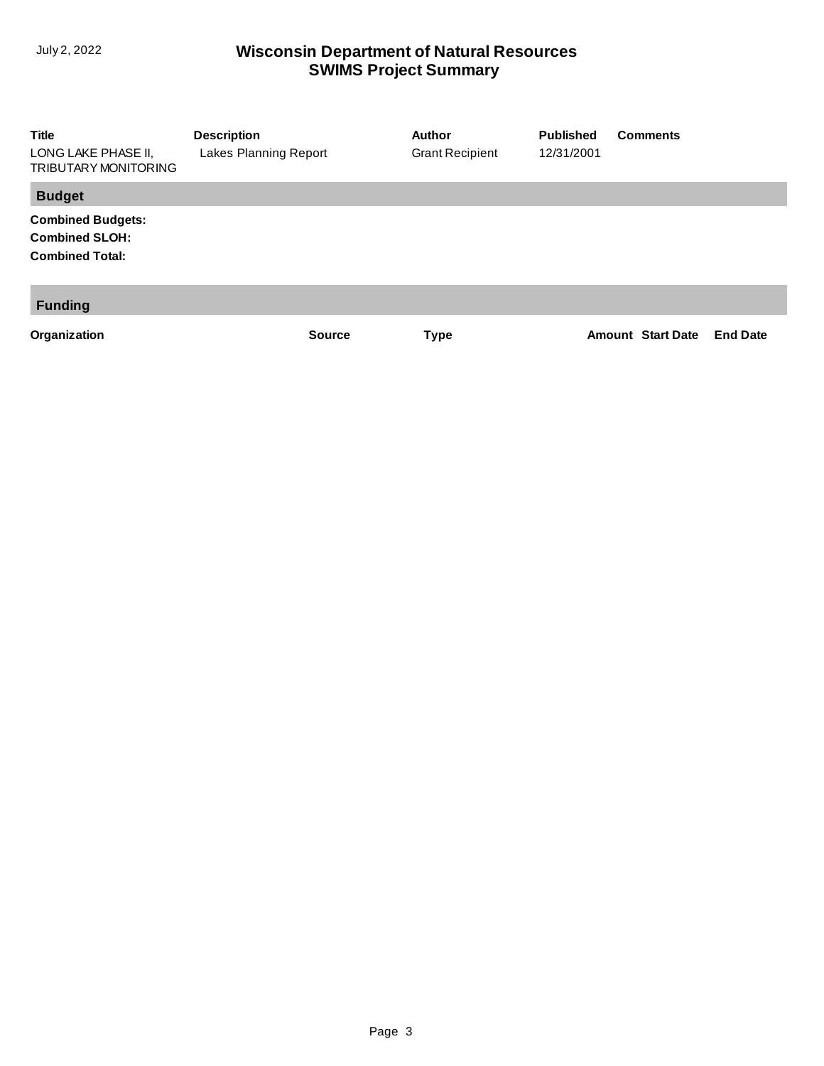| Title | Description | Author | Published | Comments |
| --- | --- | --- | --- | --- |
| LONG LAKE PHASE II, TRIBUTARY MONITORING | Lakes Planning Report | Grant Recipient | 12/31/2001 | |

## Budget

**Combined Budgets:**

**Combined SLOH:**

**Combined Total:**

## Funding

| Organization | Source | Type | Amount | Start Date | End Date |
| --- | --- | --- | --- | --- | --- |